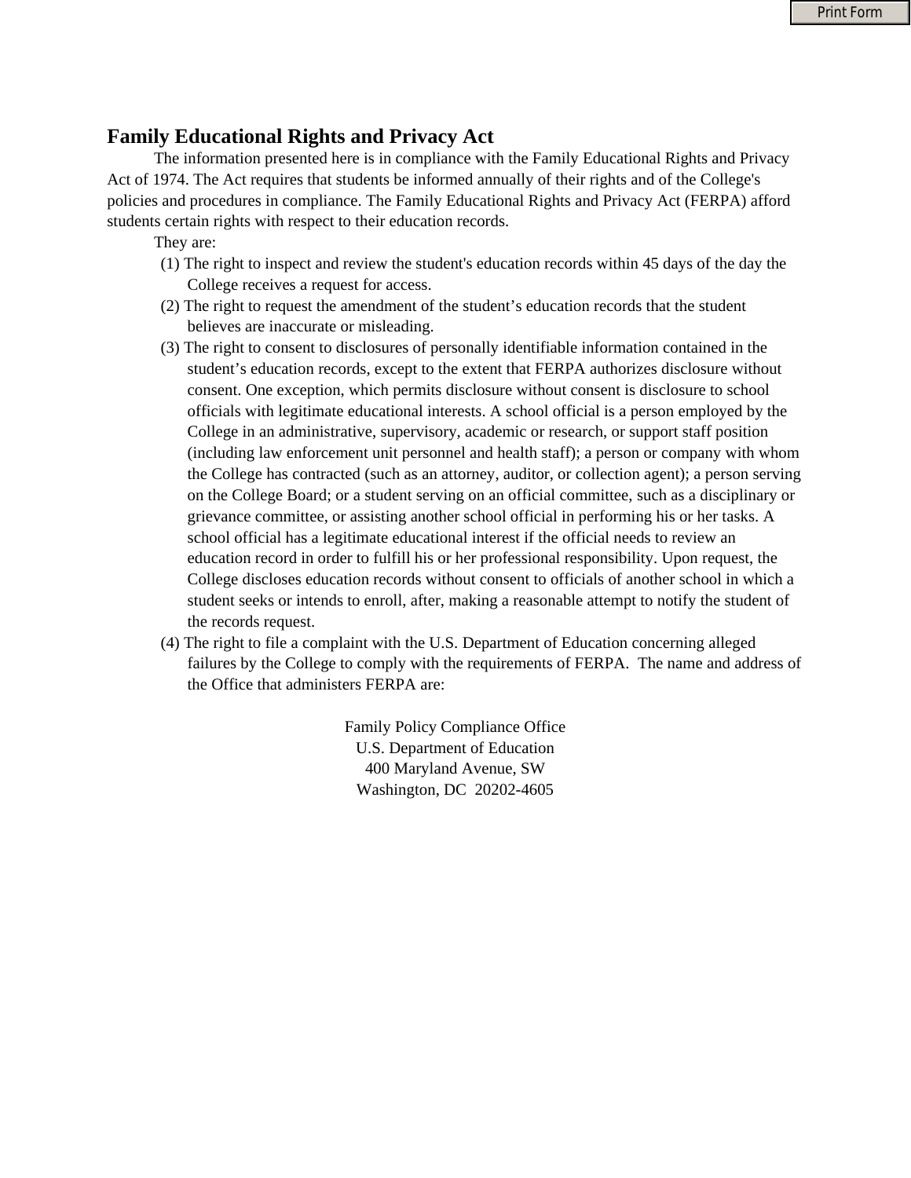# Family Educational Rights and Privacy Act

The information presented here is in compliance with the Family Educational Rights and Privacy Act of 1974. The Act requires that students be informed annually of their rights and of the College's policies and procedures in compliance. The Family Educational Rights and Privacy Act (FERPA) afford students certain rights with respect to their education records.

They are:

(1) The right to inspect and review the student's education records within 45 days of the day the College receives a request for access.

(2) The right to request the amendment of the student's education records that the student believes are inaccurate or misleading.

(3) The right to consent to disclosures of personally identifiable information contained in the student's education records, except to the extent that FERPA authorizes disclosure without consent. One exception, which permits disclosure without consent is disclosure to school officials with legitimate educational interests. A school official is a person employed by the College in an administrative, supervisory, academic or research, or support staff position (including law enforcement unit personnel and health staff); a person or company with whom the College has contracted (such as an attorney, auditor, or collection agent); a person serving on the College Board; or a student serving on an official committee, such as a disciplinary or grievance committee, or assisting another school official in performing his or her tasks. A school official has a legitimate educational interest if the official needs to review an education record in order to fulfill his or her professional responsibility. Upon request, the College discloses education records without consent to officials of another school in which a student seeks or intends to enroll, after, making a reasonable attempt to notify the student of the records request.

(4) The right to file a complaint with the U.S. Department of Education concerning alleged failures by the College to comply with the requirements of FERPA. The name and address of the Office that administers FERPA are:

Family Policy Compliance Office
U.S. Department of Education
400 Maryland Avenue, SW
Washington, DC 20202-4605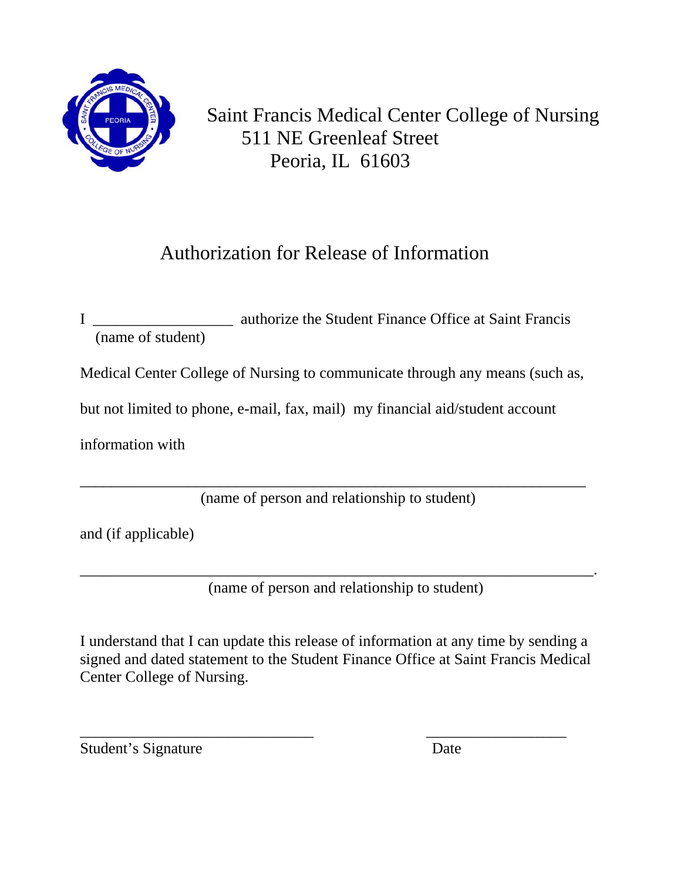Saint Francis Medical Center College of Nursing
511 NE Greenleaf Street
Peoria, IL 61603

# Authorization for Release of Information

I ___________________ authorize the Student Finance Office at Saint Francis
(name of student)

Medical Center College of Nursing to communicate through any means (such as, but not limited to phone, e-mail, fax, mail) my financial aid/student account information with

_____________________________________________________________________
(name of person and relationship to student)

and (if applicable)

_____________________________________________________________________.
(name of person and relationship to student)

I understand that I can update this release of information at any time by sending a signed and dated statement to the Student Finance Office at Saint Francis Medical Center College of Nursing.

________________________________ ___________________
Student's Signature Date